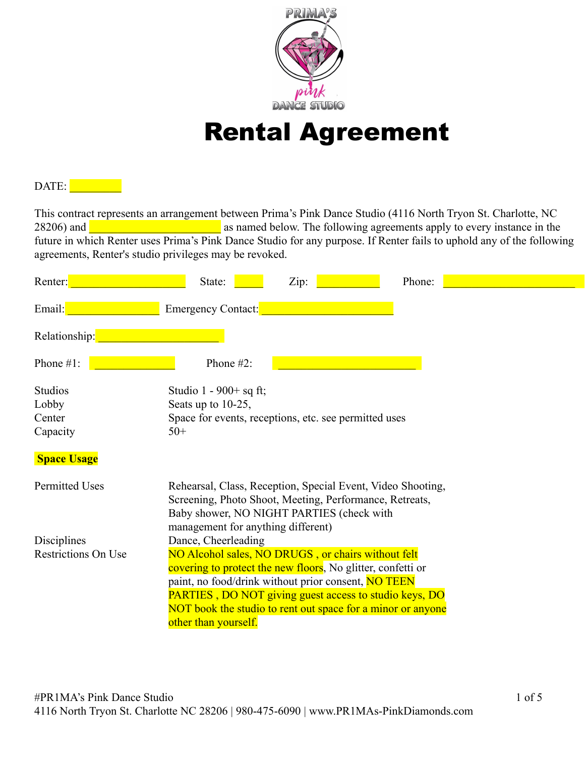# Rental Agreement

DATE: _________

This contract represents an arrangement between Prima's Pink Dance Studio (4116 North Tryon St. Charlotte, NC 28206) and ________________________ as named below. The following agreements apply to every instance in the future in which Renter uses Prima's Pink Dance Studio for any purpose. If Renter fails to uphold any of the following agreements, Renter's studio privileges may be revoked.

Renter: ____________________ State: _____ Zip: ___________ Phone: _______________________

Email: ________________ Emergency Contact: _______________________

Relationship: _____________________

Phone #1: ______________ Phone #2: ________________________

| | |
|---|---|
| Studios | Studio 1 - 900+ sq ft; |
| Lobby | Seats up to 10-25, |
| Center | Space for events, receptions, etc. see permitted uses |
| Capacity | 50+ |

**Space Usage**

| | |
|---|---|
| Permitted Uses | Rehearsal, Class, Reception, Special Event, Video Shooting, Screening, Photo Shoot, Meeting, Performance, Retreats, Baby shower, NO NIGHT PARTIES (check with management for anything different) |
| Disciplines | Dance, Cheerleading |
| Restrictions On Use | NO Alcohol sales, NO DRUGS , or chairs without felt covering to protect the new floors, No glitter, confetti or paint, no food/drink without prior consent, NO TEEN PARTIES , DO NOT giving guest access to studio keys, DO NOT book the studio to rent out space for a minor or anyone other than yourself. |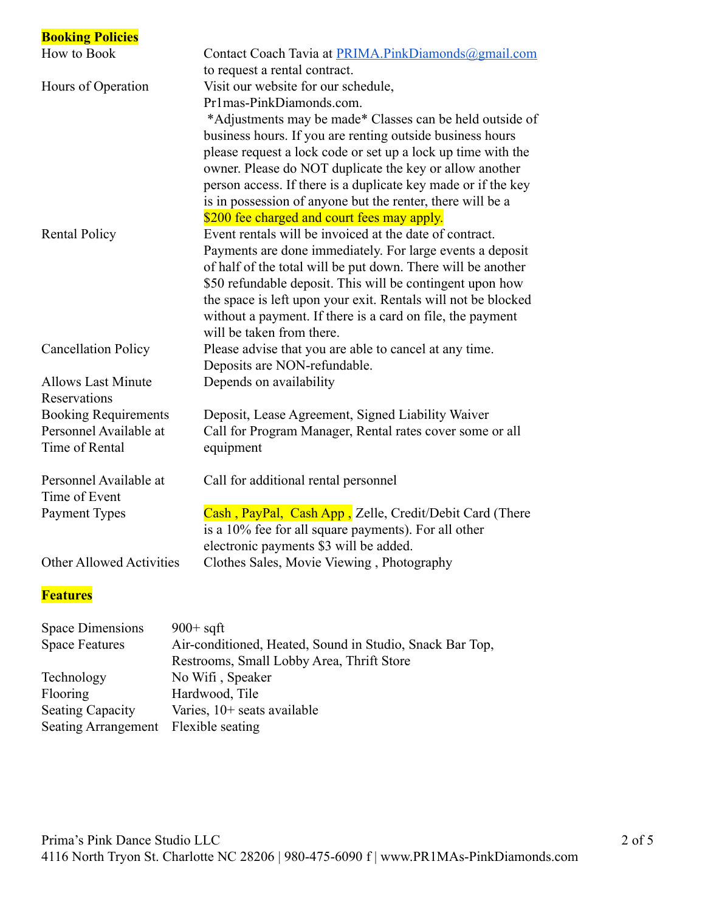## Booking Policies

| | |
|---|---|
| How to Book | Contact Coach Tavia at PRIMA.PinkDiamonds@gmail.com to request a rental contract. |
| Hours of Operation | Visit our website for our schedule, Pr1mas-PinkDiamonds.com. *Adjustments may be made* Classes can be held outside of business hours. If you are renting outside business hours please request a lock code or set up a lock up time with the owner. Please do NOT duplicate the key or allow another person access. If there is a duplicate key made or if the key is in possession of anyone but the renter, there will be a **$200 fee charged and court fees may apply.** |
| Rental Policy | Event rentals will be invoiced at the date of contract. Payments are done immediately. For large events a deposit of half of the total will be put down. There will be another $50 refundable deposit. This will be contingent upon how the space is left upon your exit. Rentals will not be blocked without a payment. If there is a card on file, the payment will be taken from there. |
| Cancellation Policy | Please advise that you are able to cancel at any time. Deposits are NON-refundable. |
| Allows Last Minute Reservations | Depends on availability |
| Booking Requirements | Deposit, Lease Agreement, Signed Liability Waiver |
| Personnel Available at Time of Rental | Call for Program Manager, Rental rates cover some or all equipment |
| Personnel Available at Time of Event | Call for additional rental personnel |
| Payment Types | Cash , PayPal, Cash App , Zelle, Credit/Debit Card (There is a 10% fee for all square payments). For all other electronic payments $3 will be added. |
| Other Allowed Activities | Clothes Sales, Movie Viewing , Photography |

## Features

| | |
|---|---|
| Space Dimensions | 900+ sqft |
| Space Features | Air-conditioned, Heated, Sound in Studio, Snack Bar Top, Restrooms, Small Lobby Area, Thrift Store |
| Technology | No Wifi , Speaker |
| Flooring | Hardwood, Tile |
| Seating Capacity | Varies, 10+ seats available |
| Seating Arrangement | Flexible seating |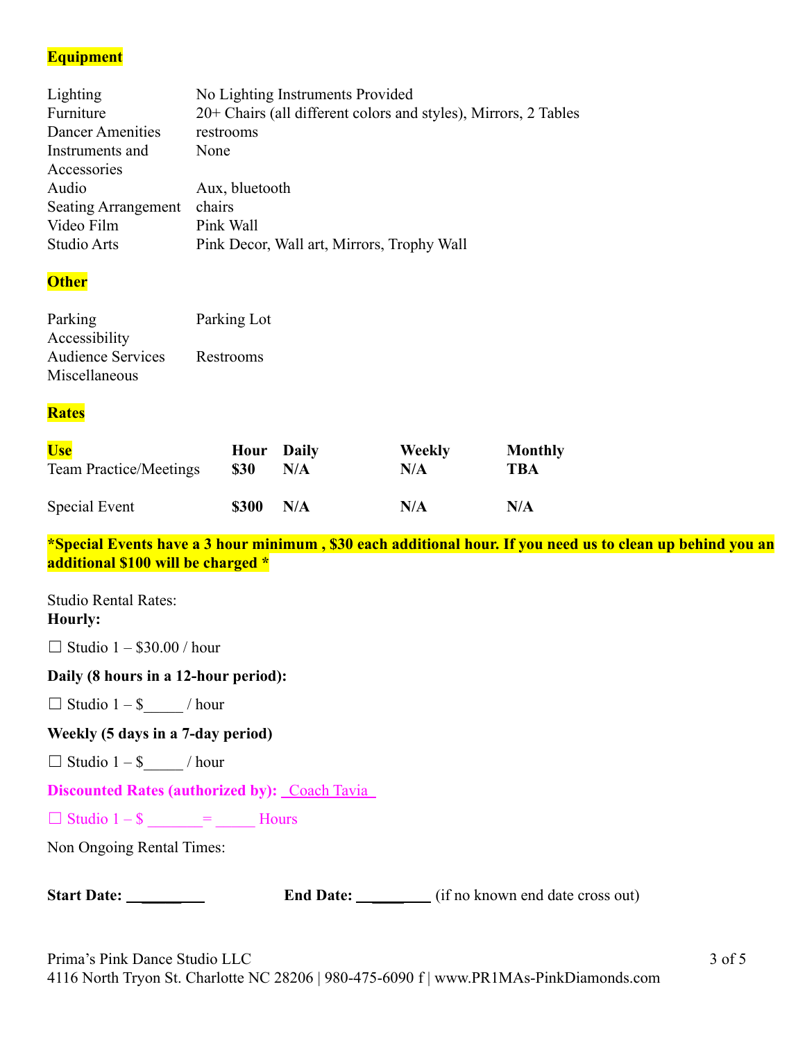**Equipment**

| | |
|---|---|
| Lighting | No Lighting Instruments Provided |
| Furniture | 20+ Chairs (all different colors and styles), Mirrors, 2 Tables |
| Dancer Amenities | restrooms |
| Instruments and Accessories | None |
| Audio | Aux, bluetooth |
| Seating Arrangement | chairs |
| Video Film | Pink Wall |
| Studio Arts | Pink Decor, Wall art, Mirrors, Trophy Wall |

**Other**

| | |
|---|---|
| Parking | Parking Lot |
| Accessibility | |
| Audience Services | Restrooms |
| Miscellaneous | |

**Rates**

| Use | Hour | Daily | Weekly | Monthly |
|---|---|---|---|---|
| Team Practice/Meetings | **$30** | **N/A** | **N/A** | **TBA** |
| Special Event | **$300** | **N/A** | **N/A** | **N/A** |

***Special Events have a 3 hour minimum , $30 each additional hour. If you need us to clean up behind you an additional $100 will be charged ***

Studio Rental Rates:
**Hourly:**

☐ Studio 1 – $30.00 / hour

**Daily (8 hours in a 12-hour period):**

☐ Studio 1 – $_____ / hour

**Weekly (5 days in a 7-day period)**

☐ Studio 1 – $_____ / hour

**Discounted Rates (authorized by):** Coach Tavia

☐ Studio 1 – $ _______= _____ Hours

Non Ongoing Rental Times:

**Start Date:** _________ **End Date:** _________ (if no known end date cross out)

Prima's Pink Dance Studio LLC
4116 North Tryon St. Charlotte NC 28206 | 980-475-6090 f | www.PR1MAs-PinkDiamonds.com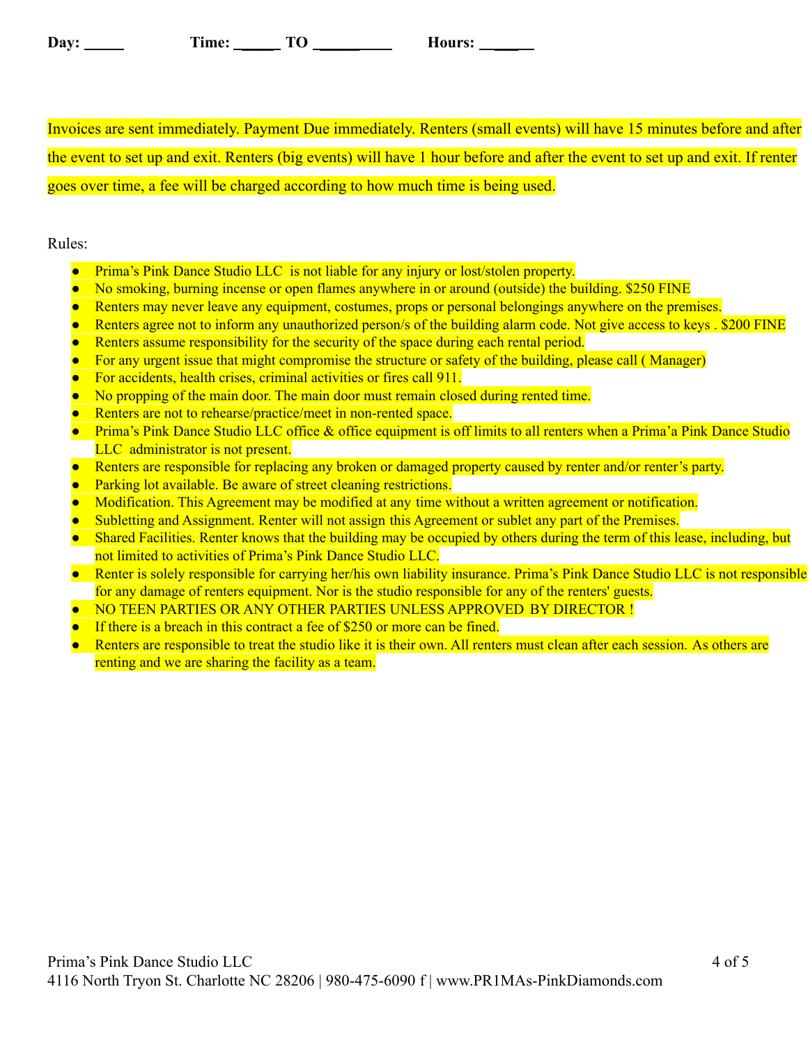**Day: _____ Time: _____ TO _________ Hours: ______**

Invoices are sent immediately. Payment Due immediately. Renters (small events) will have 15 minutes before and after the event to set up and exit. Renters (big events) will have 1 hour before and after the event to set up and exit. If renter goes over time, a fee will be charged according to how much time is being used.

Rules:

- Prima's Pink Dance Studio LLC is not liable for any injury or lost/stolen property.
- No smoking, burning incense or open flames anywhere in or around (outside) the building. $250 FINE
- Renters may never leave any equipment, costumes, props or personal belongings anywhere on the premises.
- Renters agree not to inform any unauthorized person/s of the building alarm code. Not give access to keys . $200 FINE
- Renters assume responsibility for the security of the space during each rental period.
- For any urgent issue that might compromise the structure or safety of the building, please call ( Manager)
- For accidents, health crises, criminal activities or fires call 911.
- No propping of the main door. The main door must remain closed during rented time.
- Renters are not to rehearse/practice/meet in non-rented space.
- Prima's Pink Dance Studio LLC office & office equipment is off limits to all renters when a Prima'a Pink Dance Studio LLC administrator is not present.
- Renters are responsible for replacing any broken or damaged property caused by renter and/or renter's party.
- Parking lot available. Be aware of street cleaning restrictions.
- Modification. This Agreement may be modified at any time without a written agreement or notification.
- Subletting and Assignment. Renter will not assign this Agreement or sublet any part of the Premises.
- Shared Facilities. Renter knows that the building may be occupied by others during the term of this lease, including, but not limited to activities of Prima's Pink Dance Studio LLC.
- Renter is solely responsible for carrying her/his own liability insurance. Prima's Pink Dance Studio LLC is not responsible for any damage of renters equipment. Nor is the studio responsible for any of the renters' guests.
- NO TEEN PARTIES OR ANY OTHER PARTIES UNLESS APPROVED BY DIRECTOR !
- If there is a breach in this contract a fee of $250 or more can be fined.
- Renters are responsible to treat the studio like it is their own. All renters must clean after each session. As others are renting and we are sharing the facility as a team.

Prima's Pink Dance Studio LLC
4116 North Tryon St. Charlotte NC 28206 | 980-475-6090 f | www.PR1MAs-PinkDiamonds.com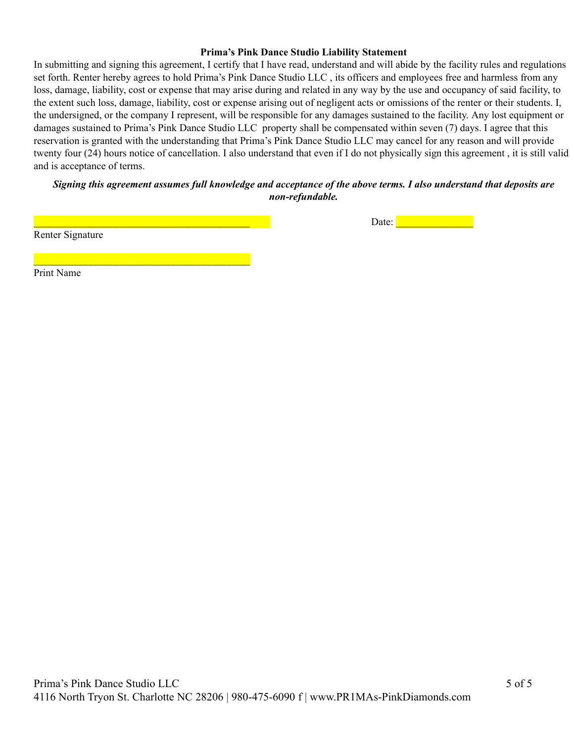**Prima's Pink Dance Studio Liability Statement**

In submitting and signing this agreement, I certify that I have read, understand and will abide by the facility rules and regulations set forth. Renter hereby agrees to hold Prima's Pink Dance Studio LLC , its officers and employees free and harmless from any loss, damage, liability, cost or expense that may arise during and related in any way by the use and occupancy of said facility, to the extent such loss, damage, liability, cost or expense arising out of negligent acts or omissions of the renter or their students. I, the undersigned, or the company I represent, will be responsible for any damages sustained to the facility. Any lost equipment or damages sustained to Prima's Pink Dance Studio LLC property shall be compensated within seven (7) days. I agree that this reservation is granted with the understanding that Prima's Pink Dance Studio LLC may cancel for any reason and will provide twenty four (24) hours notice of cancellation. I also understand that even if I do not physically sign this agreement , it is still valid and is acceptance of terms.

***Signing this agreement assumes full knowledge and acceptance of the above terms. I also understand that deposits are non-refundable.***

_________________________________________ Date: _______________

Renter Signature

_________________________________________

Print Name

Prima's Pink Dance Studio LLC

4116 North Tryon St. Charlotte NC 28206 | 980-475-6090 f | www.PR1MAs-PinkDiamonds.com